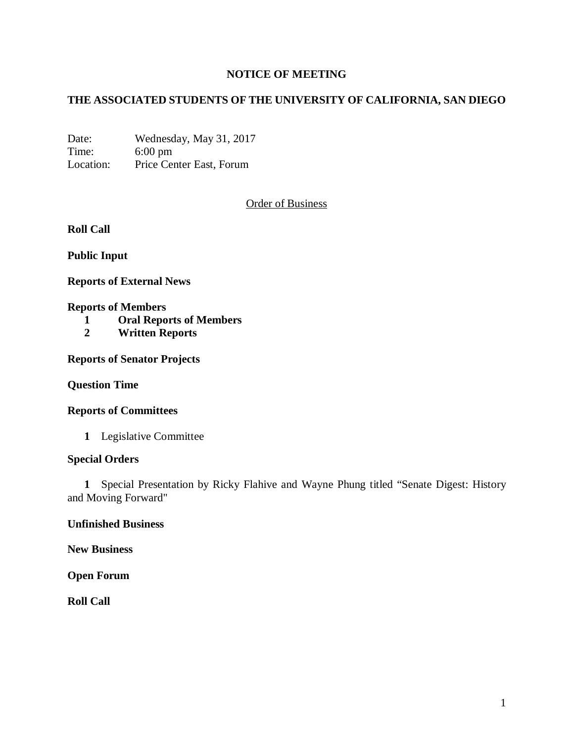# NOTICE OF MEETING

## THE ASSOCIATED STUDENTS OF THE UNIVERSITY OF CALIFORNIA, SAN DIEGO

Date: Wednesday, May 31, 2017
Time: 6:00 pm
Location: Price Center East, Forum

Order of Business

**Roll Call**

**Public Input**

**Reports of External News**

**Reports of Members**

1. **Oral Reports of Members**
2. **Written Reports**

**Reports of Senator Projects**

**Question Time**

**Reports of Committees**

1. Legislative Committee

**Special Orders**

1. Special Presentation by Ricky Flahive and Wayne Phung titled "Senate Digest: History and Moving Forward"

**Unfinished Business**

**New Business**

**Open Forum**

**Roll Call**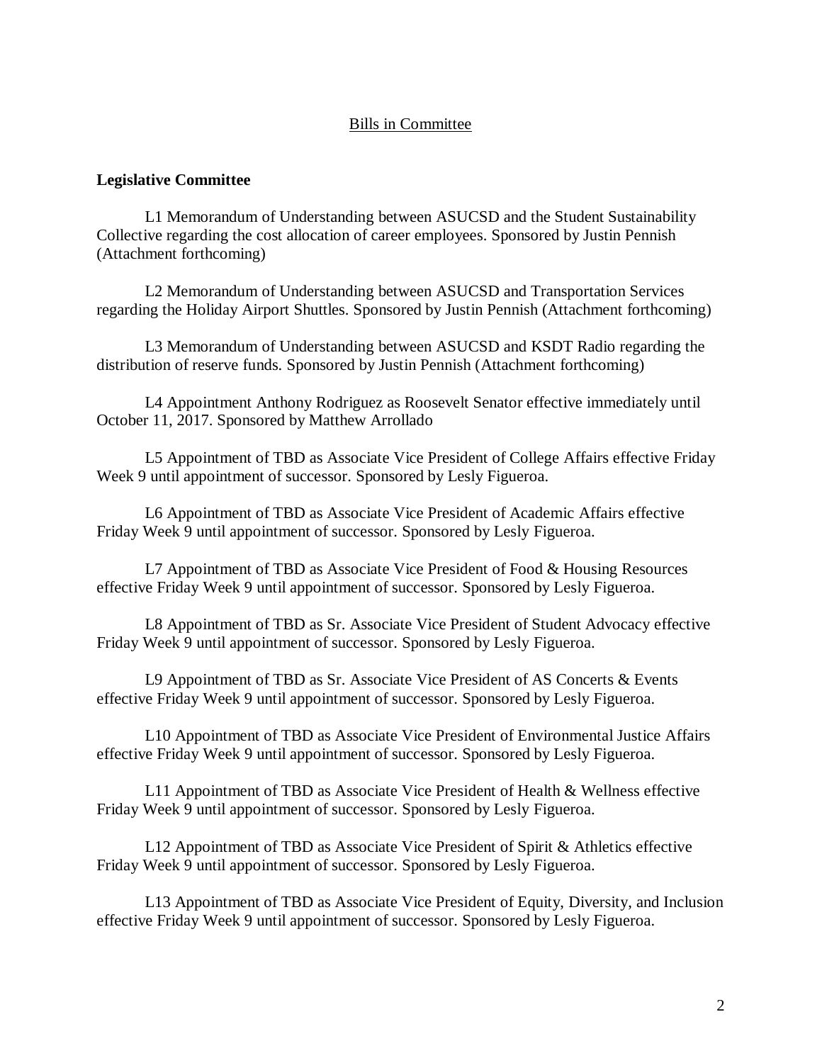Bills in Committee

**Legislative Committee**

L1 Memorandum of Understanding between ASUCSD and the Student Sustainability Collective regarding the cost allocation of career employees. Sponsored by Justin Pennish (Attachment forthcoming)

L2 Memorandum of Understanding between ASUCSD and Transportation Services regarding the Holiday Airport Shuttles. Sponsored by Justin Pennish (Attachment forthcoming)

L3 Memorandum of Understanding between ASUCSD and KSDT Radio regarding the distribution of reserve funds. Sponsored by Justin Pennish (Attachment forthcoming)

L4 Appointment Anthony Rodriguez as Roosevelt Senator effective immediately until October 11, 2017. Sponsored by Matthew Arrollado

L5 Appointment of TBD as Associate Vice President of College Affairs effective Friday Week 9 until appointment of successor. Sponsored by Lesly Figueroa.

L6 Appointment of TBD as Associate Vice President of Academic Affairs effective Friday Week 9 until appointment of successor. Sponsored by Lesly Figueroa.

L7 Appointment of TBD as Associate Vice President of Food & Housing Resources effective Friday Week 9 until appointment of successor. Sponsored by Lesly Figueroa.

L8 Appointment of TBD as Sr. Associate Vice President of Student Advocacy effective Friday Week 9 until appointment of successor. Sponsored by Lesly Figueroa.

L9 Appointment of TBD as Sr. Associate Vice President of AS Concerts & Events effective Friday Week 9 until appointment of successor. Sponsored by Lesly Figueroa.

L10 Appointment of TBD as Associate Vice President of Environmental Justice Affairs effective Friday Week 9 until appointment of successor. Sponsored by Lesly Figueroa.

L11 Appointment of TBD as Associate Vice President of Health & Wellness effective Friday Week 9 until appointment of successor. Sponsored by Lesly Figueroa.

L12 Appointment of TBD as Associate Vice President of Spirit & Athletics effective Friday Week 9 until appointment of successor. Sponsored by Lesly Figueroa.

L13 Appointment of TBD as Associate Vice President of Equity, Diversity, and Inclusion effective Friday Week 9 until appointment of successor. Sponsored by Lesly Figueroa.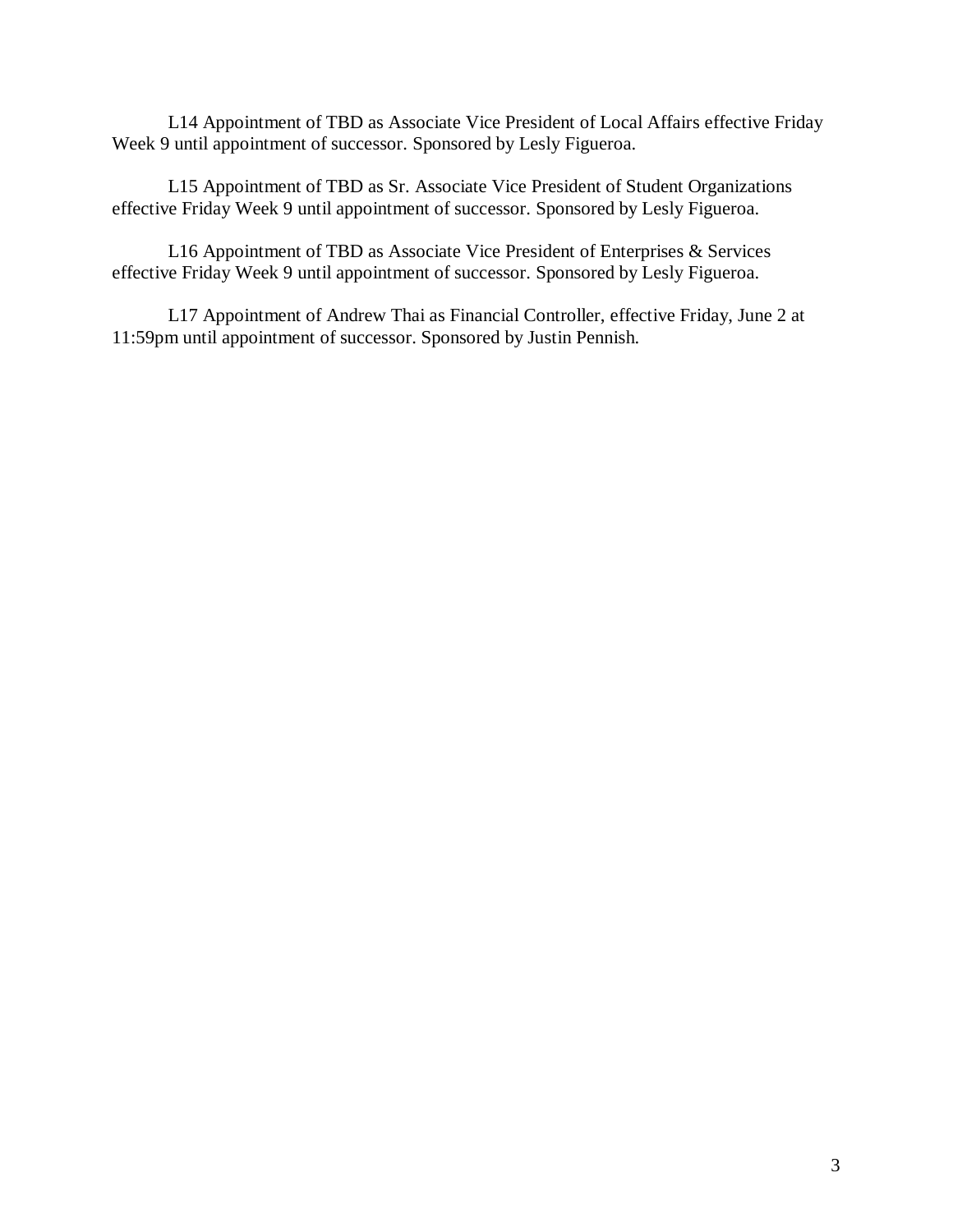L14 Appointment of TBD as Associate Vice President of Local Affairs effective Friday Week 9 until appointment of successor. Sponsored by Lesly Figueroa.

L15 Appointment of TBD as Sr. Associate Vice President of Student Organizations effective Friday Week 9 until appointment of successor. Sponsored by Lesly Figueroa.

L16 Appointment of TBD as Associate Vice President of Enterprises & Services effective Friday Week 9 until appointment of successor. Sponsored by Lesly Figueroa.

L17 Appointment of Andrew Thai as Financial Controller, effective Friday, June 2 at 11:59pm until appointment of successor. Sponsored by Justin Pennish.